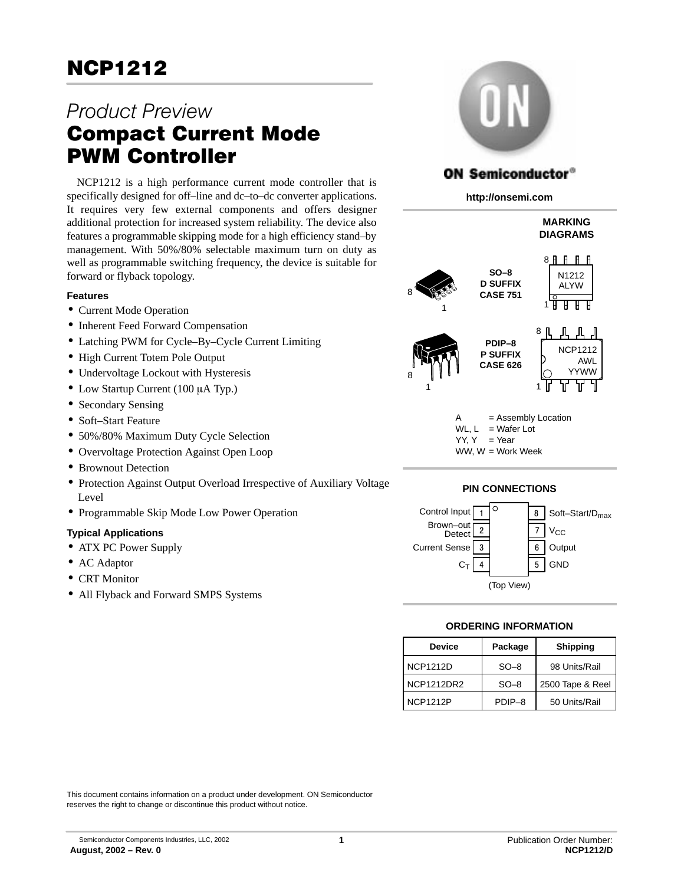# NCP1212

*Product Preview*

## Compact Current Mode PWM Controller

NCP1212 is a high performance current mode controller that is specifically designed for off–line and dc–to–dc converter applications. It requires very few external components and offers designer additional protection for increased system reliability. The device also features a programmable skipping mode for a high efficiency stand–by management. With 50%/80% selectable maximum turn on duty as well as programmable switching frequency, the device is suitable for forward or flyback topology.

### Features

- Current Mode Operation
- Inherent Feed Forward Compensation
- Latching PWM for Cycle–By–Cycle Current Limiting
- High Current Totem Pole Output
- Undervoltage Lockout with Hysteresis
- Low Startup Current (100 μA Typ.)
- Secondary Sensing
- Soft–Start Feature
- 50%/80% Maximum Duty Cycle Selection
- Overvoltage Protection Against Open Loop
- Brownout Detection
- Protection Against Output Overload Irrespective of Auxiliary Voltage Level
- Programmable Skip Mode Low Power Operation

### Typical Applications

- ATX PC Power Supply
- AC Adaptor
- CRT Monitor
- All Flyback and Forward SMPS Systems

This document contains information on a product under development. ON Semiconductor reserves the right to change or discontinue this product without notice.

ON Semiconductor®

http://onsemi.com

### MARKING DIAGRAMS

SO–8
D SUFFIX
CASE 751

N1212
ALYW

PDIP–8
P SUFFIX
CASE 626

NCP1212
AWL
YYWW

A = Assembly Location
WL, L = Wafer Lot
YY, Y = Year
WW, W = Work Week

### PIN CONNECTIONS

| Pin | Function | Pin | Function |
|---|---|---|---|
| 1 | Control Input | 8 | Soft–Start/$D_{max}$ |
| 2 | Brown–out Detect | 7 | $V_{CC}$ |
| 3 | Current Sense | 6 | Output |
| 4 | $C_T$ | 5 | GND |

(Top View)

### ORDERING INFORMATION

| Device | Package | Shipping |
|---|---|---|
| NCP1212D | SO–8 | 98 Units/Rail |
| NCP1212DR2 | SO–8 | 2500 Tape & Reel |
| NCP1212P | PDIP–8 | 50 Units/Rail |

Semiconductor Components Industries, LLC, 2002
August, 2002 – Rev. 0

Publication Order Number:
NCP1212/D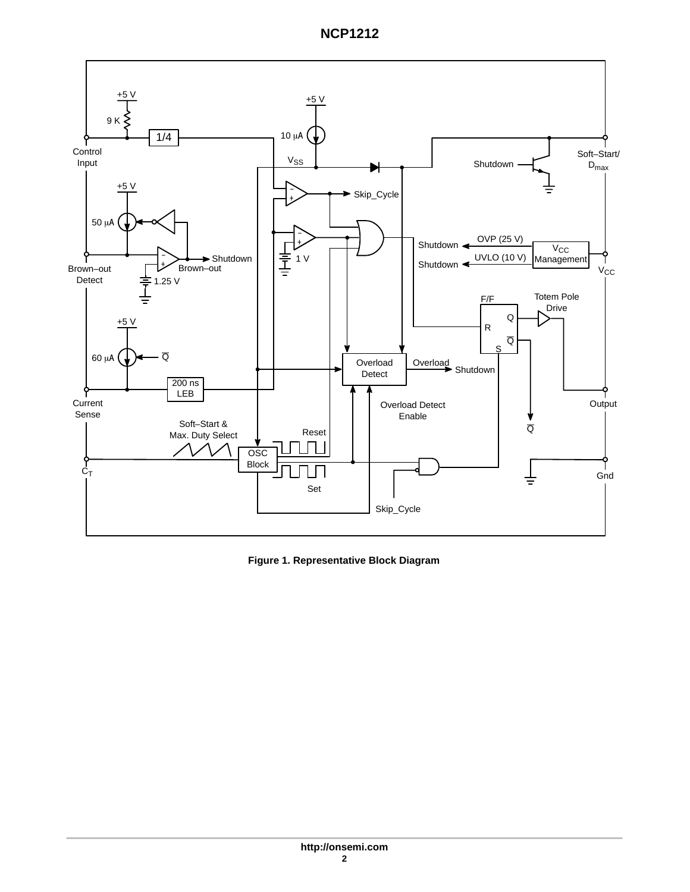**Figure 1. Representative Block Diagram**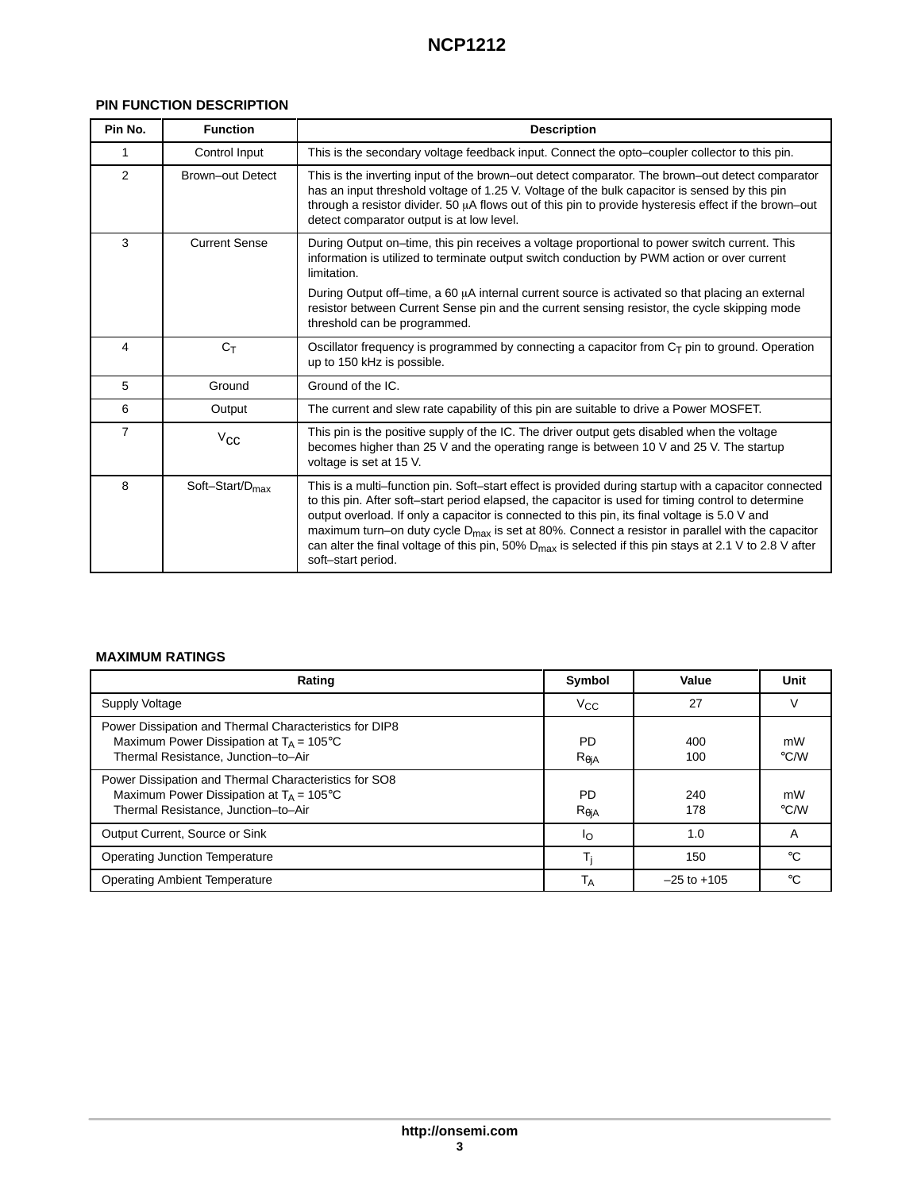## PIN FUNCTION DESCRIPTION

| Pin No. | Function | Description |
|---|---|---|
| 1 | Control Input | This is the secondary voltage feedback input. Connect the opto–coupler collector to this pin. |
| 2 | Brown–out Detect | This is the inverting input of the brown–out detect comparator. The brown–out detect comparator has an input threshold voltage of 1.25 V. Voltage of the bulk capacitor is sensed by this pin through a resistor divider. 50 μA flows out of this pin to provide hysteresis effect if the brown–out detect comparator output is at low level. |
| 3 | Current Sense | During Output on–time, this pin receives a voltage proportional to power switch current. This information is utilized to terminate output switch conduction by PWM action or over current limitation.<br><br>During Output off–time, a 60 μA internal current source is activated so that placing an external resistor between Current Sense pin and the current sensing resistor, the cycle skipping mode threshold can be programmed. |
| 4 | $C_T$ | Oscillator frequency is programmed by connecting a capacitor from $C_T$ pin to ground. Operation up to 150 kHz is possible. |
| 5 | Ground | Ground of the IC. |
| 6 | Output | The current and slew rate capability of this pin are suitable to drive a Power MOSFET. |
| 7 | $V_{CC}$ | This pin is the positive supply of the IC. The driver output gets disabled when the voltage becomes higher than 25 V and the operating range is between 10 V and 25 V. The startup voltage is set at 15 V. |
| 8 | Soft–Start/$D_{max}$ | This is a multi–function pin. Soft–start effect is provided during startup with a capacitor connected to this pin. After soft–start period elapsed, the capacitor is used for timing control to determine output overload. If only a capacitor is connected to this pin, its final voltage is 5.0 V and maximum turn–on duty cycle $D_{max}$ is set at 80%. Connect a resistor in parallel with the capacitor can alter the final voltage of this pin, 50% $D_{max}$ is selected if this pin stays at 2.1 V to 2.8 V after soft–start period. |

## MAXIMUM RATINGS

| Rating | Symbol | Value | Unit |
|---|---|---|---|
| Supply Voltage | $V_{CC}$ | 27 | V |
| Power Dissipation and Thermal Characteristics for DIP8<br>Maximum Power Dissipation at $T_A$ = 105°C<br>Thermal Resistance, Junction–to–Air | <br>PD<br>$R_{\theta JA}$ | <br>400<br>100 | <br>mW<br>°C/W |
| Power Dissipation and Thermal Characteristics for SO8<br>Maximum Power Dissipation at $T_A$ = 105°C<br>Thermal Resistance, Junction–to–Air | <br>PD<br>$R_{\theta JA}$ | <br>240<br>178 | <br>mW<br>°C/W |
| Output Current, Source or Sink | $I_O$ | 1.0 | A |
| Operating Junction Temperature | $T_j$ | 150 | °C |
| Operating Ambient Temperature | $T_A$ | –25 to +105 | °C |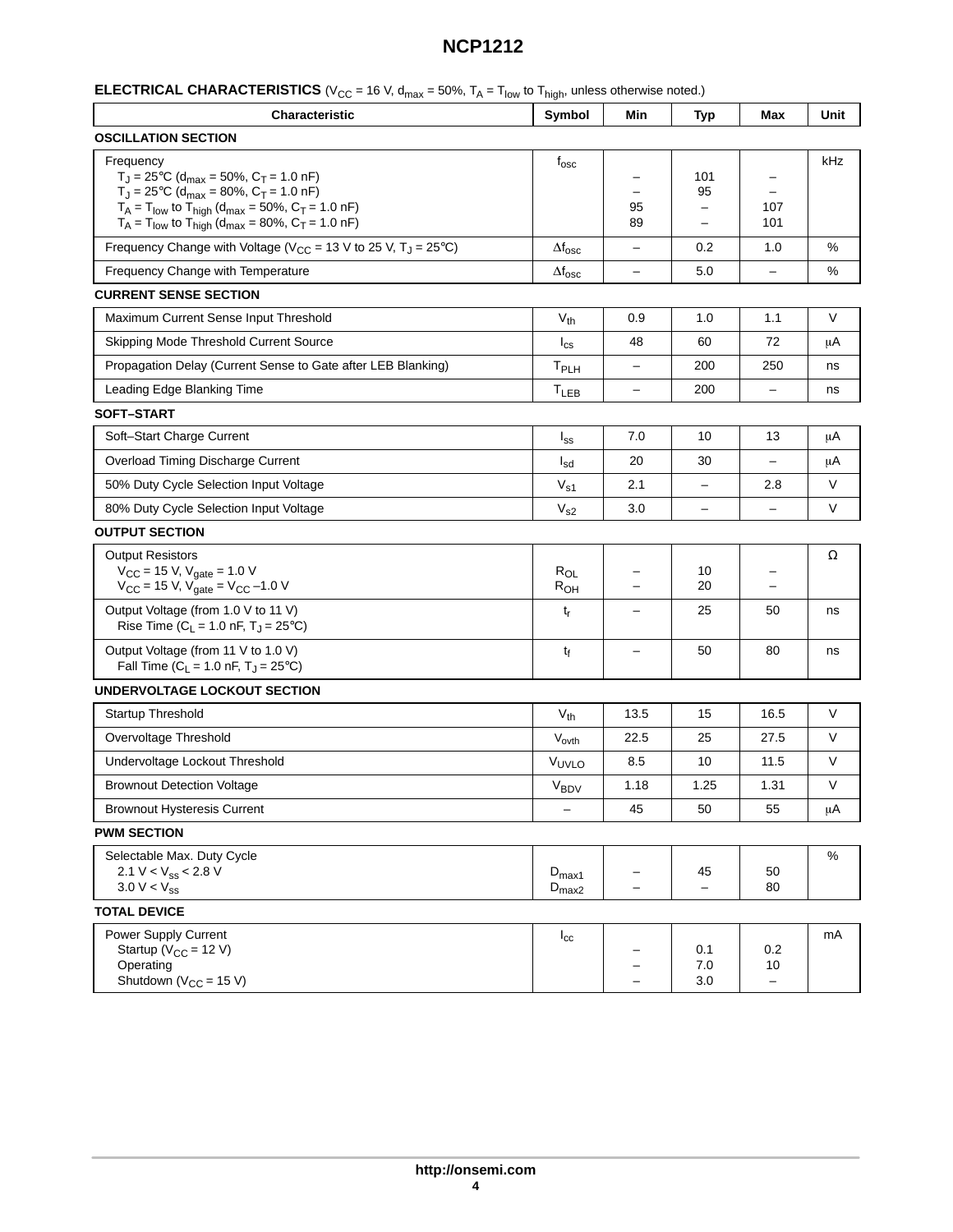**ELECTRICAL CHARACTERISTICS** ($V_{CC}$ = 16 V, $d_{max}$ = 50%, $T_A$ = $T_{low}$ to $T_{high}$, unless otherwise noted.)

| Characteristic | Symbol | Min | Typ | Max | Unit |
|---|---|---|---|---|---|
| **OSCILLATION SECTION** | | | | | |
| Frequency<br>$T_J$ = 25°C ($d_{max}$ = 50%, $C_T$ = 1.0 nF)<br>$T_J$ = 25°C ($d_{max}$ = 80%, $C_T$ = 1.0 nF)<br>$T_A$ = $T_{low}$ to $T_{high}$ ($d_{max}$ = 50%, $C_T$ = 1.0 nF)<br>$T_A$ = $T_{low}$ to $T_{high}$ ($d_{max}$ = 80%, $C_T$ = 1.0 nF) | $f_{osc}$ | <br>–<br>–<br>95<br>89 | <br>101<br>95<br>–<br>– | <br>–<br>–<br>107<br>101 | kHz |
| Frequency Change with Voltage ($V_{CC}$ = 13 V to 25 V, $T_J$ = 25°C) | $\Delta f_{osc}$ | – | 0.2 | 1.0 | % |
| Frequency Change with Temperature | $\Delta f_{osc}$ | – | 5.0 | – | % |
| **CURRENT SENSE SECTION** | | | | | |
| Maximum Current Sense Input Threshold | $V_{th}$ | 0.9 | 1.0 | 1.1 | V |
| Skipping Mode Threshold Current Source | $I_{cs}$ | 48 | 60 | 72 | μA |
| Propagation Delay (Current Sense to Gate after LEB Blanking) | $T_{PLH}$ | – | 200 | 250 | ns |
| Leading Edge Blanking Time | $T_{LEB}$ | – | 200 | – | ns |
| **SOFT–START** | | | | | |
| Soft–Start Charge Current | $I_{ss}$ | 7.0 | 10 | 13 | μA |
| Overload Timing Discharge Current | $I_{sd}$ | 20 | 30 | – | μA |
| 50% Duty Cycle Selection Input Voltage | $V_{s1}$ | 2.1 | – | 2.8 | V |
| 80% Duty Cycle Selection Input Voltage | $V_{s2}$ | 3.0 | – | – | V |
| **OUTPUT SECTION** | | | | | |
| Output Resistors<br>$V_{CC}$ = 15 V, $V_{gate}$ = 1.0 V<br>$V_{CC}$ = 15 V, $V_{gate}$ = $V_{CC}$ –1.0 V | <br>$R_{OL}$<br>$R_{OH}$ | <br>–<br>– | <br>10<br>20 | <br>–<br>– | Ω |
| Output Voltage (from 1.0 V to 11 V)<br>Rise Time ($C_L$ = 1.0 nF, $T_J$ = 25°C) | $t_r$ | – | 25 | 50 | ns |
| Output Voltage (from 11 V to 1.0 V)<br>Fall Time ($C_L$ = 1.0 nF, $T_J$ = 25°C) | $t_f$ | – | 50 | 80 | ns |
| **UNDERVOLTAGE LOCKOUT SECTION** | | | | | |
| Startup Threshold | $V_{th}$ | 13.5 | 15 | 16.5 | V |
| Overvoltage Threshold | $V_{ovth}$ | 22.5 | 25 | 27.5 | V |
| Undervoltage Lockout Threshold | $V_{UVLO}$ | 8.5 | 10 | 11.5 | V |
| Brownout Detection Voltage | $V_{BDV}$ | 1.18 | 1.25 | 1.31 | V |
| Brownout Hysteresis Current | – | 45 | 50 | 55 | μA |
| **PWM SECTION** | | | | | |
| Selectable Max. Duty Cycle<br>2.1 V < $V_{ss}$ < 2.8 V<br>3.0 V < $V_{ss}$ | <br>$D_{max1}$<br>$D_{max2}$ | <br>–<br>– | <br>45<br>– | <br>50<br>80 | % |
| **TOTAL DEVICE** | | | | | |
| Power Supply Current<br>Startup ($V_{CC}$ = 12 V)<br>Operating<br>Shutdown ($V_{CC}$ = 15 V) | $I_{cc}$ | <br>–<br>–<br>– | <br>0.1<br>7.0<br>3.0 | <br>0.2<br>10<br>– | mA |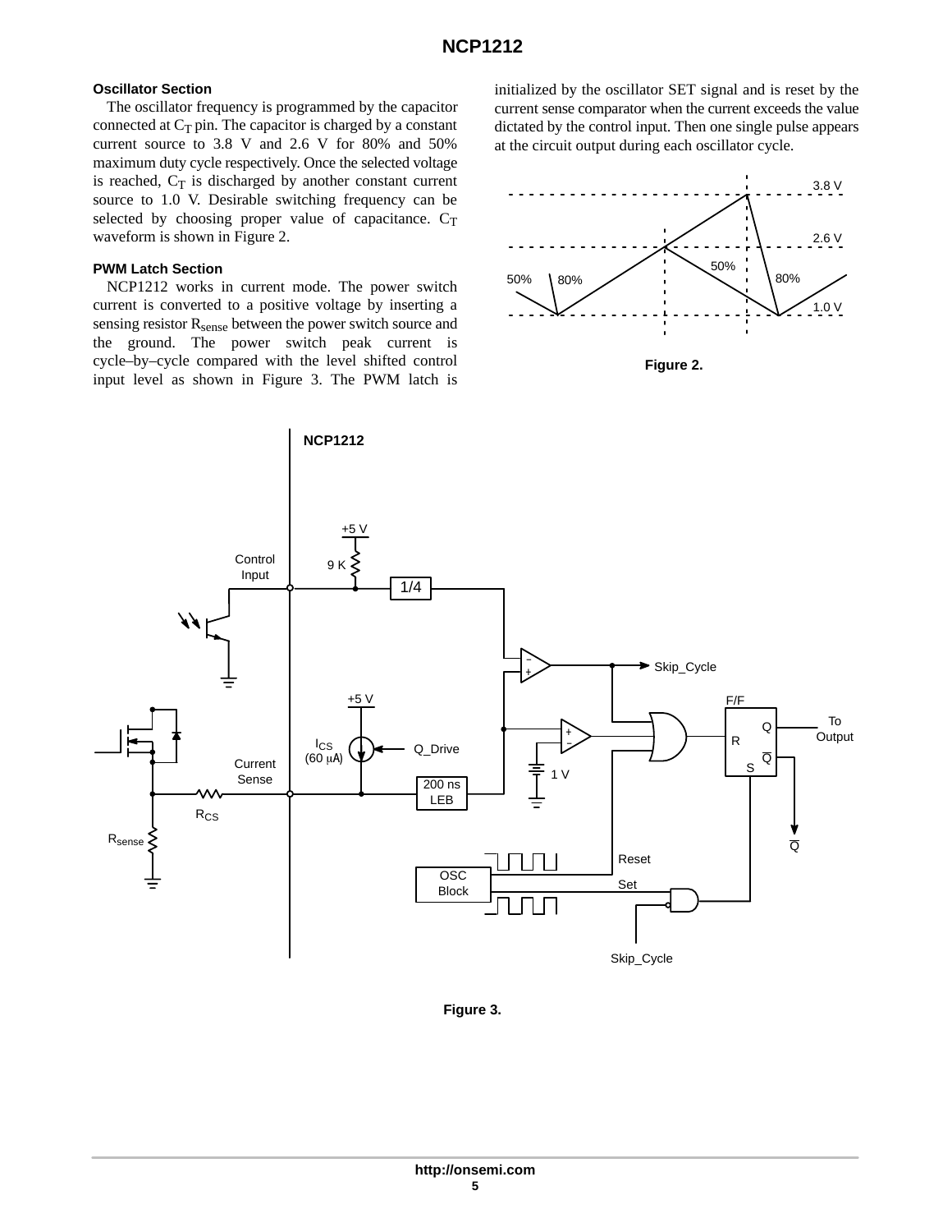### Oscillator Section

The oscillator frequency is programmed by the capacitor connected at $C_T$ pin. The capacitor is charged by a constant current source to 3.8 V and 2.6 V for 80% and 50% maximum duty cycle respectively. Once the selected voltage is reached, $C_T$ is discharged by another constant current source to 1.0 V. Desirable switching frequency can be selected by choosing proper value of capacitance. $C_T$ waveform is shown in Figure 2.

### PWM Latch Section

NCP1212 works in current mode. The power switch current is converted to a positive voltage by inserting a sensing resistor $R_{sense}$ between the power switch source and the ground. The power switch peak current is cycle–by–cycle compared with the level shifted control input level as shown in Figure 3. The PWM latch is initialized by the oscillator SET signal and is reset by the current sense comparator when the current exceeds the value dictated by the control input. Then one single pulse appears at the circuit output during each oscillator cycle.

Figure 2.

Figure 3.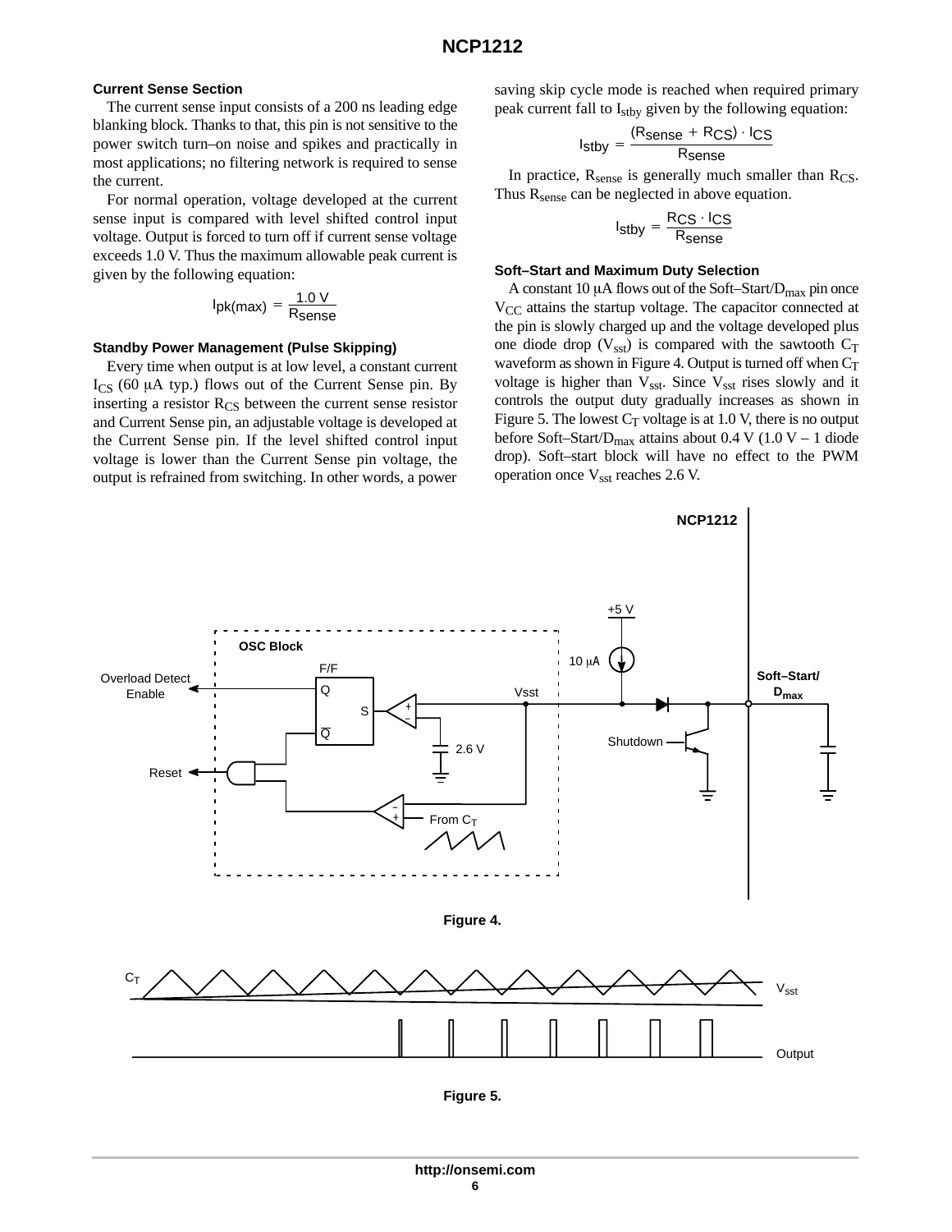### Current Sense Section

The current sense input consists of a 200 ns leading edge blanking block. Thanks to that, this pin is not sensitive to the power switch turn–on noise and spikes and practically in most applications; no filtering network is required to sense the current.

For normal operation, voltage developed at the current sense input is compared with level shifted control input voltage. Output is forced to turn off if current sense voltage exceeds 1.0 V. Thus the maximum allowable peak current is given by the following equation:

$$I_{pk(max)} = \frac{1.0\ V}{R_{sense}}$$

### Standby Power Management (Pulse Skipping)

Every time when output is at low level, a constant current $I_{CS}$ (60 μA typ.) flows out of the Current Sense pin. By inserting a resistor $R_{CS}$ between the current sense resistor and Current Sense pin, an adjustable voltage is developed at the Current Sense pin. If the level shifted control input voltage is lower than the Current Sense pin voltage, the output is refrained from switching. In other words, a power saving skip cycle mode is reached when required primary peak current fall to $I_{stby}$ given by the following equation:

$$I_{stby} = \frac{(R_{sense} + R_{CS}) \cdot I_{CS}}{R_{sense}}$$

In practice, $R_{sense}$ is generally much smaller than $R_{CS}$. Thus $R_{sense}$ can be neglected in above equation.

$$I_{stby} = \frac{R_{CS} \cdot I_{CS}}{R_{sense}}$$

### Soft–Start and Maximum Duty Selection

A constant 10 μA flows out of the Soft–Start/$D_{max}$ pin once $V_{CC}$ attains the startup voltage. The capacitor connected at the pin is slowly charged up and the voltage developed plus one diode drop ($V_{sst}$) is compared with the sawtooth $C_T$ waveform as shown in Figure 4. Output is turned off when $C_T$ voltage is higher than $V_{sst}$. Since $V_{sst}$ rises slowly and it controls the output duty gradually increases as shown in Figure 5. The lowest $C_T$ voltage is at 1.0 V, there is no output before Soft–Start/$D_{max}$ attains about 0.4 V (1.0 V – 1 diode drop). Soft–start block will have no effect to the PWM operation once $V_{sst}$ reaches 2.6 V.

Figure 4.

Figure 5.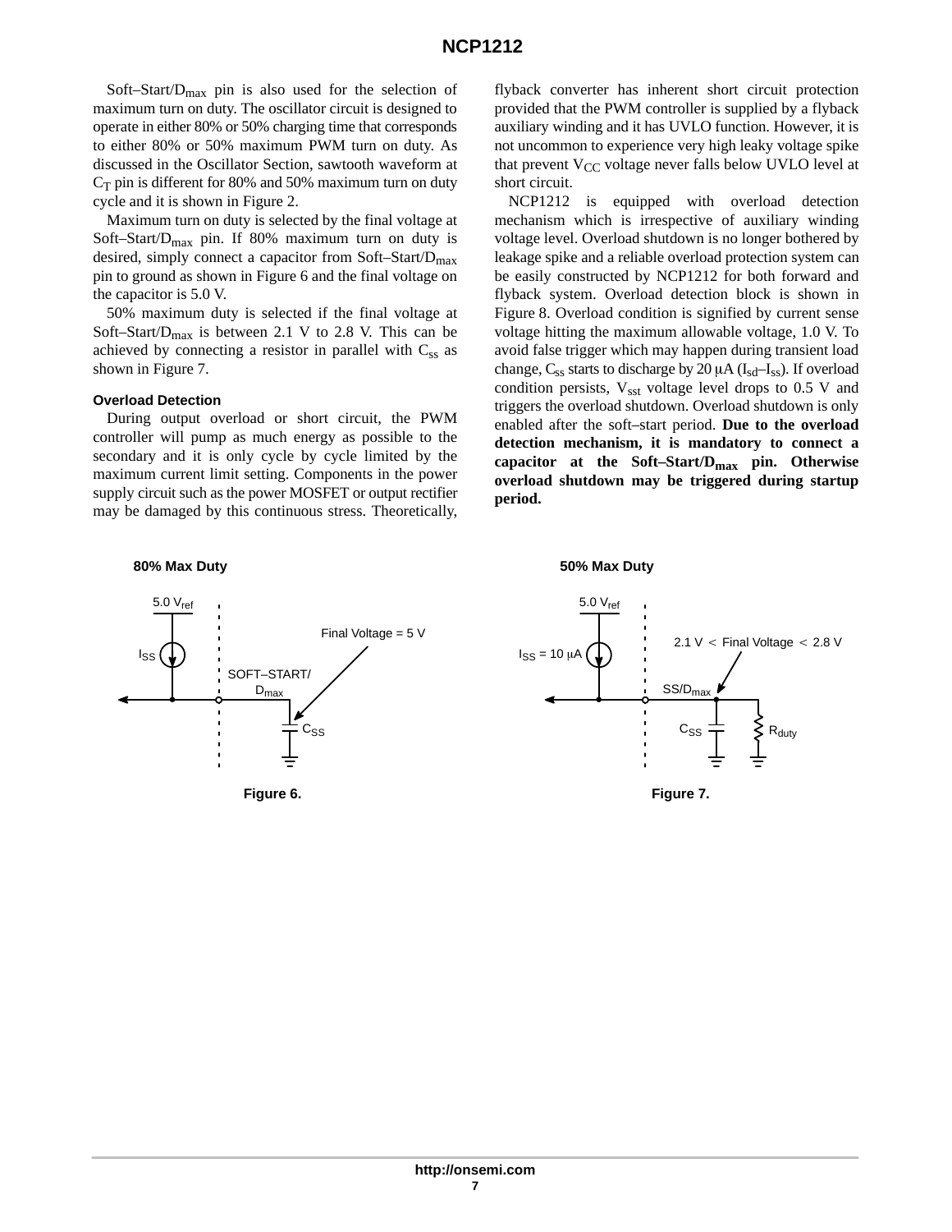Soft–Start/$D_{max}$ pin is also used for the selection of maximum turn on duty. The oscillator circuit is designed to operate in either 80% or 50% charging time that corresponds to either 80% or 50% maximum PWM turn on duty. As discussed in the Oscillator Section, sawtooth waveform at $C_T$ pin is different for 80% and 50% maximum turn on duty cycle and it is shown in Figure 2.

Maximum turn on duty is selected by the final voltage at Soft–Start/$D_{max}$ pin. If 80% maximum turn on duty is desired, simply connect a capacitor from Soft–Start/$D_{max}$ pin to ground as shown in Figure 6 and the final voltage on the capacitor is 5.0 V.

50% maximum duty is selected if the final voltage at Soft–Start/$D_{max}$ is between 2.1 V to 2.8 V. This can be achieved by connecting a resistor in parallel with $C_{ss}$ as shown in Figure 7.

#### Overload Detection

During output overload or short circuit, the PWM controller will pump as much energy as possible to the secondary and it is only cycle by cycle limited by the maximum current limit setting. Components in the power supply circuit such as the power MOSFET or output rectifier may be damaged by this continuous stress. Theoretically, flyback converter has inherent short circuit protection provided that the PWM controller is supplied by a flyback auxiliary winding and it has UVLO function. However, it is not uncommon to experience very high leaky voltage spike that prevent $V_{CC}$ voltage never falls below UVLO level at short circuit.

NCP1212 is equipped with overload detection mechanism which is irrespective of auxiliary winding voltage level. Overload shutdown is no longer bothered by leakage spike and a reliable overload protection system can be easily constructed by NCP1212 for both forward and flyback system. Overload detection block is shown in Figure 8. Overload condition is signified by current sense voltage hitting the maximum allowable voltage, 1.0 V. To avoid false trigger which may happen during transient load change, $C_{ss}$ starts to discharge by 20 μA ($I_{sd}$–$I_{ss}$). If overload condition persists, $V_{sst}$ voltage level drops to 0.5 V and triggers the overload shutdown. Overload shutdown is only enabled after the soft–start period. **Due to the overload detection mechanism, it is mandatory to connect a capacitor at the Soft–Start/$D_{max}$ pin. Otherwise overload shutdown may be triggered during startup period.**

**80% Max Duty**

5.0 $V_{ref}$, $I_{SS}$, SOFT–START/$D_{max}$, Final Voltage = 5 V, $C_{SS}$

Figure 6.

**50% Max Duty**

5.0 $V_{ref}$, $I_{SS}$ = 10 μA, SS/$D_{max}$, 2.1 V < Final Voltage < 2.8 V, $C_{SS}$, $R_{duty}$

Figure 7.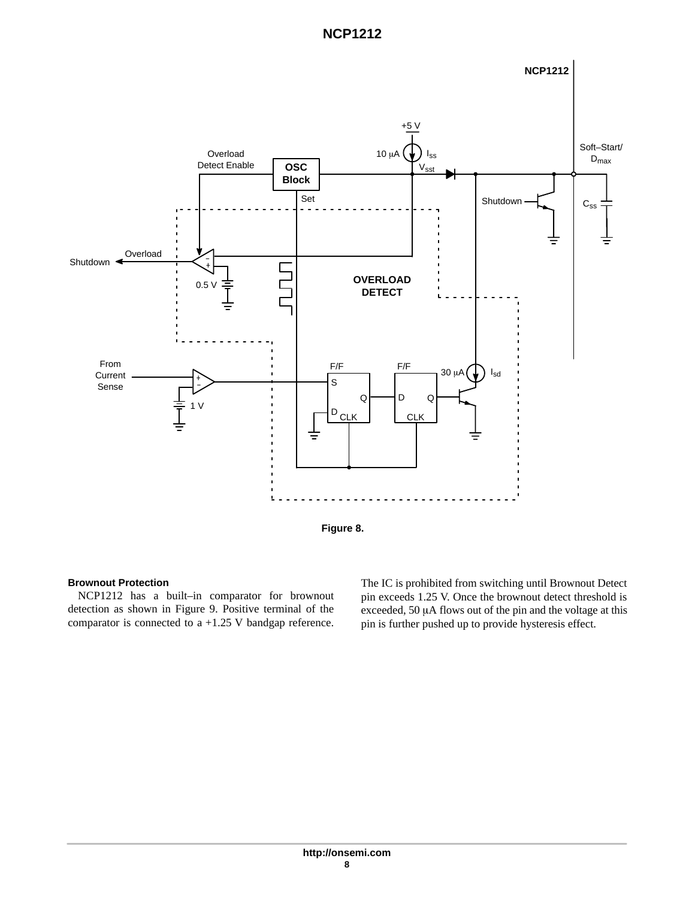**Figure 8.**

**Brownout Protection**

NCP1212 has a built–in comparator for brownout detection as shown in Figure 9. Positive terminal of the comparator is connected to a +1.25 V bandgap reference. The IC is prohibited from switching until Brownout Detect pin exceeds 1.25 V. Once the brownout detect threshold is exceeded, 50 μA flows out of the pin and the voltage at this pin is further pushed up to provide hysteresis effect.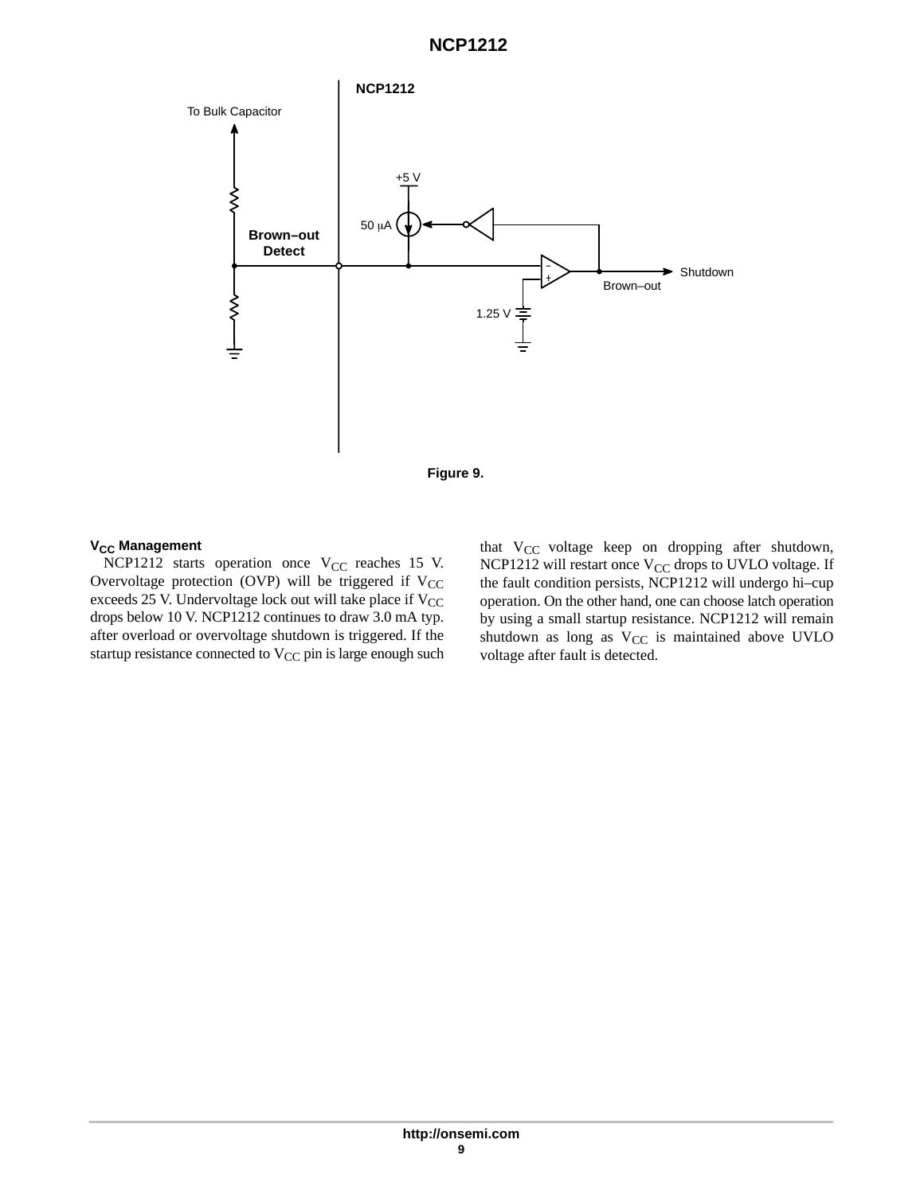Figure 9.

### $V_{CC}$ Management

NCP1212 starts operation once $V_{CC}$ reaches 15 V. Overvoltage protection (OVP) will be triggered if $V_{CC}$ exceeds 25 V. Undervoltage lock out will take place if $V_{CC}$ drops below 10 V. NCP1212 continues to draw 3.0 mA typ. after overload or overvoltage shutdown is triggered. If the startup resistance connected to $V_{CC}$ pin is large enough such that $V_{CC}$ voltage keep on dropping after shutdown, NCP1212 will restart once $V_{CC}$ drops to UVLO voltage. If the fault condition persists, NCP1212 will undergo hi–cup operation. On the other hand, one can choose latch operation by using a small startup resistance. NCP1212 will remain shutdown as long as $V_{CC}$ is maintained above UVLO voltage after fault is detected.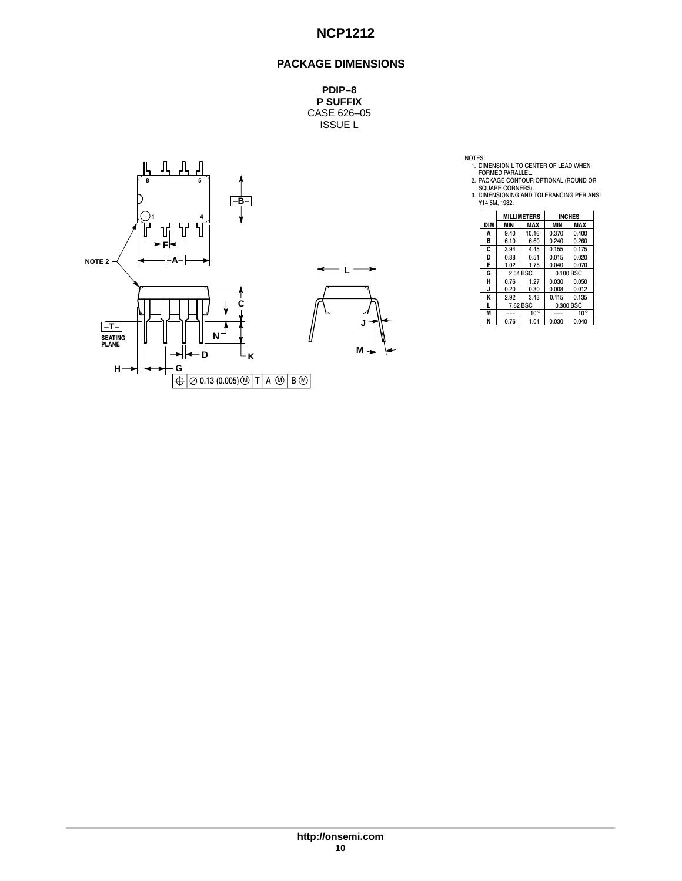## PACKAGE DIMENSIONS

**PDIP–8**
**P SUFFIX**
CASE 626–05
ISSUE L

NOTES:
1. DIMENSION L TO CENTER OF LEAD WHEN FORMED PARALLEL.
2. PACKAGE CONTOUR OPTIONAL (ROUND OR SQUARE CORNERS).
3. DIMENSIONING AND TOLERANCING PER ANSI Y14.5M, 1982.

| DIM | MILLIMETERS MIN | MILLIMETERS MAX | INCHES MIN | INCHES MAX |
|---|---|---|---|---|
| A | 9.40 | 10.16 | 0.370 | 0.400 |
| B | 6.10 | 6.60 | 0.240 | 0.260 |
| C | 3.94 | 4.45 | 0.155 | 0.175 |
| D | 0.38 | 0.51 | 0.015 | 0.020 |
| F | 1.02 | 1.78 | 0.040 | 0.070 |
| G | 2.54 BSC | | 0.100 BSC | |
| H | 0.76 | 1.27 | 0.030 | 0.050 |
| J | 0.20 | 0.30 | 0.008 | 0.012 |
| K | 2.92 | 3.43 | 0.115 | 0.135 |
| L | 7.62 BSC | | 0.300 BSC | |
| M | --- | 10° | --- | 10° |
| N | 0.76 | 1.01 | 0.030 | 0.040 |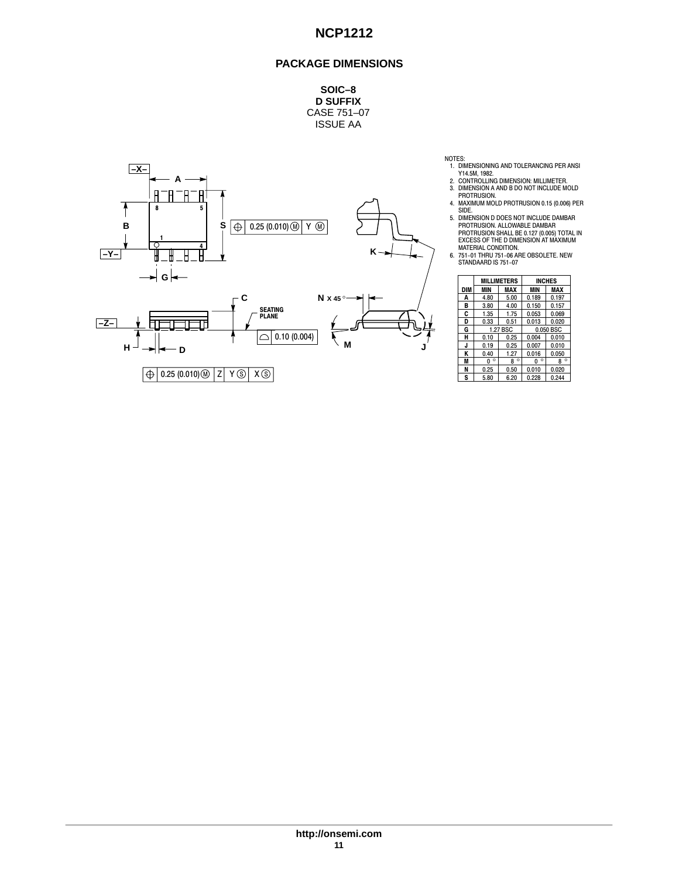## PACKAGE DIMENSIONS

**SOIC–8**
**D SUFFIX**
CASE 751–07
ISSUE AA

NOTES:
1. DIMENSIONING AND TOLERANCING PER ANSI Y14.5M, 1982.
2. CONTROLLING DIMENSION: MILLIMETER.
3. DIMENSION A AND B DO NOT INCLUDE MOLD PROTRUSION.
4. MAXIMUM MOLD PROTRUSION 0.15 (0.006) PER SIDE.
5. DIMENSION D DOES NOT INCLUDE DAMBAR PROTRUSION. ALLOWABLE DAMBAR PROTRUSION SHALL BE 0.127 (0.005) TOTAL IN EXCESS OF THE D DIMENSION AT MAXIMUM MATERIAL CONDITION.
6. 751–01 THRU 751–06 ARE OBSOLETE. NEW STANDAARD IS 751–07

| DIM | MILLIMETERS | | INCHES | |
|---|---|---|---|---|
| | MIN | MAX | MIN | MAX |
| A | 4.80 | 5.00 | 0.189 | 0.197 |
| B | 3.80 | 4.00 | 0.150 | 0.157 |
| C | 1.35 | 1.75 | 0.053 | 0.069 |
| D | 0.33 | 0.51 | 0.013 | 0.020 |
| G | 1.27 BSC | | 0.050 BSC | |
| H | 0.10 | 0.25 | 0.004 | 0.010 |
| J | 0.19 | 0.25 | 0.007 | 0.010 |
| K | 0.40 | 1.27 | 0.016 | 0.050 |
| M | 0 ° | 8 ° | 0 ° | 8 ° |
| N | 0.25 | 0.50 | 0.010 | 0.020 |
| S | 5.80 | 6.20 | 0.228 | 0.244 |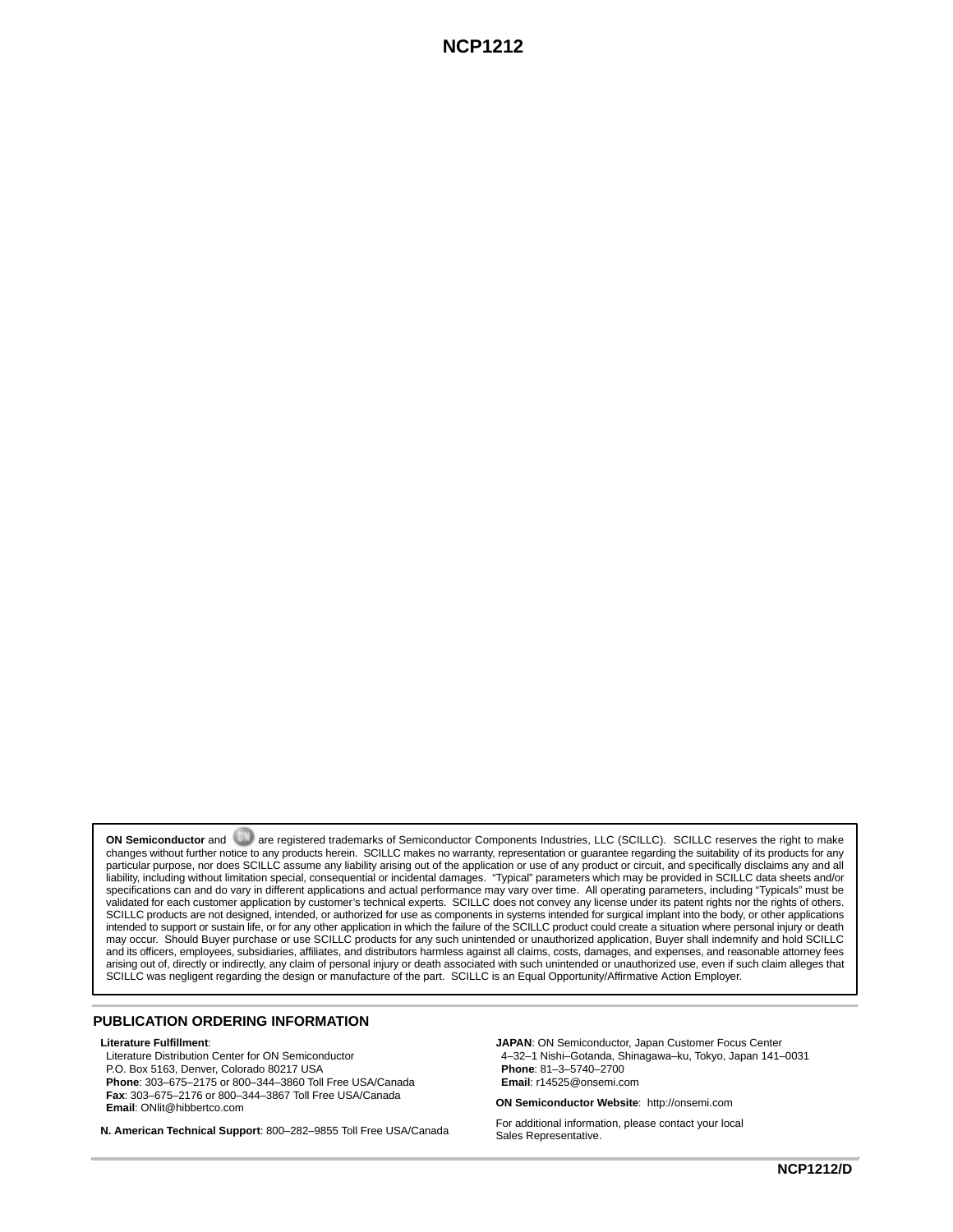**ON Semiconductor** and  are registered trademarks of Semiconductor Components Industries, LLC (SCILLC). SCILLC reserves the right to make changes without further notice to any products herein. SCILLC makes no warranty, representation or guarantee regarding the suitability of its products for any particular purpose, nor does SCILLC assume any liability arising out of the application or use of any product or circuit, and specifically disclaims any and all liability, including without limitation special, consequential or incidental damages. "Typical" parameters which may be provided in SCILLC data sheets and/or specifications can and do vary in different applications and actual performance may vary over time. All operating parameters, including "Typicals" must be validated for each customer application by customer's technical experts. SCILLC does not convey any license under its patent rights nor the rights of others. SCILLC products are not designed, intended, or authorized for use as components in systems intended for surgical implant into the body, or other applications intended to support or sustain life, or for any other application in which the failure of the SCILLC product could create a situation where personal injury or death may occur. Should Buyer purchase or use SCILLC products for any such unintended or unauthorized application, Buyer shall indemnify and hold SCILLC and its officers, employees, subsidiaries, affiliates, and distributors harmless against all claims, costs, damages, and expenses, and reasonable attorney fees arising out of, directly or indirectly, any claim of personal injury or death associated with such unintended or unauthorized use, even if such claim alleges that SCILLC was negligent regarding the design or manufacture of the part. SCILLC is an Equal Opportunity/Affirmative Action Employer.

## PUBLICATION ORDERING INFORMATION

**Literature Fulfillment**:
Literature Distribution Center for ON Semiconductor
P.O. Box 5163, Denver, Colorado 80217 USA
**Phone**: 303–675–2175 or 800–344–3860 Toll Free USA/Canada
**Fax**: 303–675–2176 or 800–344–3867 Toll Free USA/Canada
**Email**: ONlit@hibbertco.com

**N. American Technical Support**: 800–282–9855 Toll Free USA/Canada

**JAPAN**: ON Semiconductor, Japan Customer Focus Center
4–32–1 Nishi–Gotanda, Shinagawa–ku, Tokyo, Japan 141–0031
**Phone**: 81–3–5740–2700
**Email**: r14525@onsemi.com

**ON Semiconductor Website**: http://onsemi.com

For additional information, please contact your local Sales Representative.

NCP1212/D